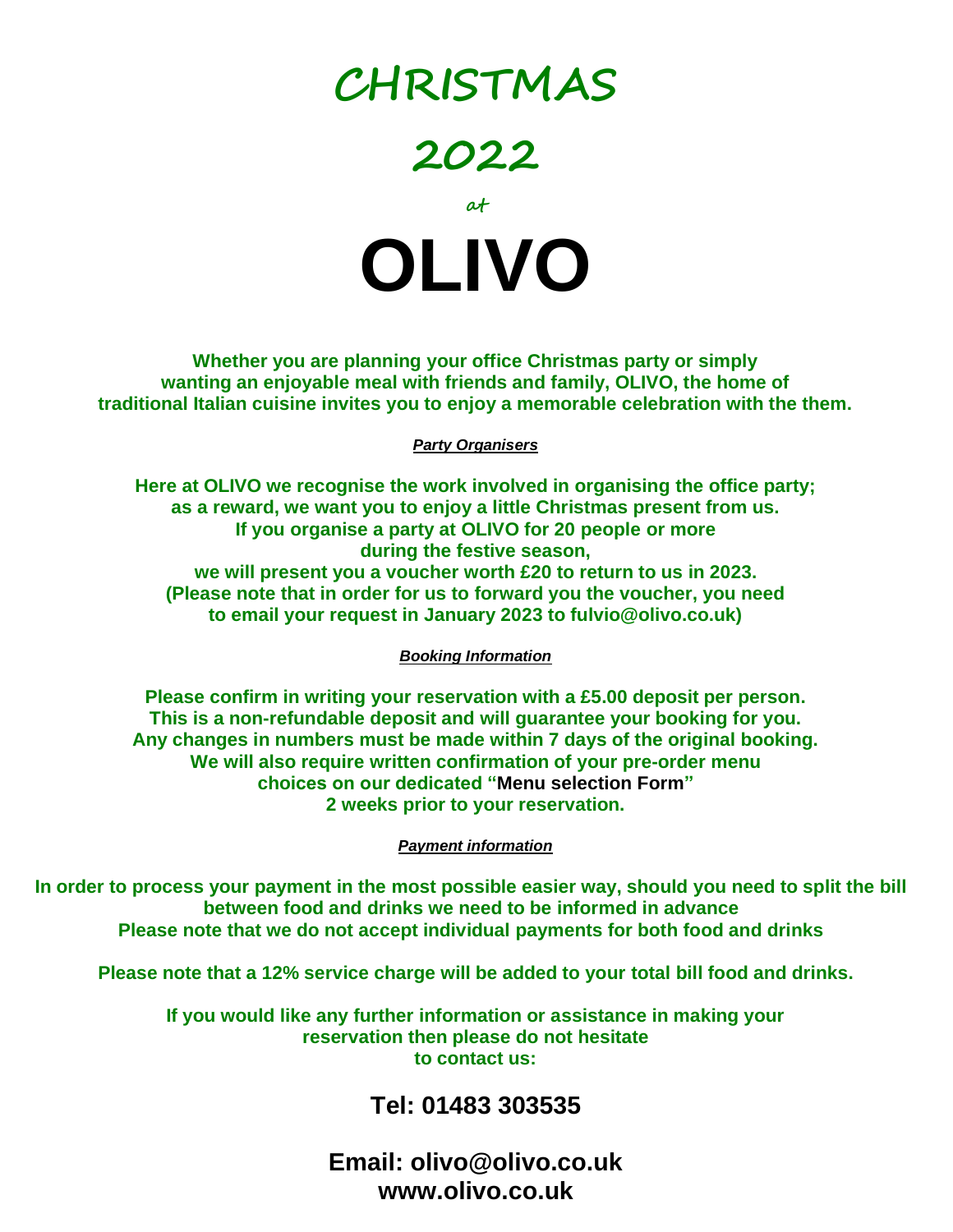# CHRISTMAS

# 2022

at

# OLIVO

**Whether you are planning your office Christmas party or simply wanting an enjoyable meal with friends and family, OLIVO, the home of traditional Italian cuisine invites you to enjoy a memorable celebration with the them.**

***Party Organisers***

**Here at OLIVO we recognise the work involved in organising the office party; as a reward, we want you to enjoy a little Christmas present from us. If you organise a party at OLIVO for 20 people or more during the festive season, we will present you a voucher worth £20 to return to us in 2023. (Please note that in order for us to forward you the voucher, you need to email your request in January 2023 to fulvio@olivo.co.uk)**

***Booking Information***

**Please confirm in writing your reservation with a £5.00 deposit per person. This is a non-refundable deposit and will guarantee your booking for you. Any changes in numbers must be made within 7 days of the original booking. We will also require written confirmation of your pre-order menu choices on our dedicated "Menu selection Form" 2 weeks prior to your reservation.**

***Payment information***

**In order to process your payment in the most possible easier way, should you need to split the bill between food and drinks we need to be informed in advance**
**Please note that we do not accept individual payments for both food and drinks**

**Please note that a 12% service charge will be added to your total bill food and drinks.**

**If you would like any further information or assistance in making your reservation then please do not hesitate to contact us:**

## Tel: 01483 303535

## Email: olivo@olivo.co.uk
## www.olivo.co.uk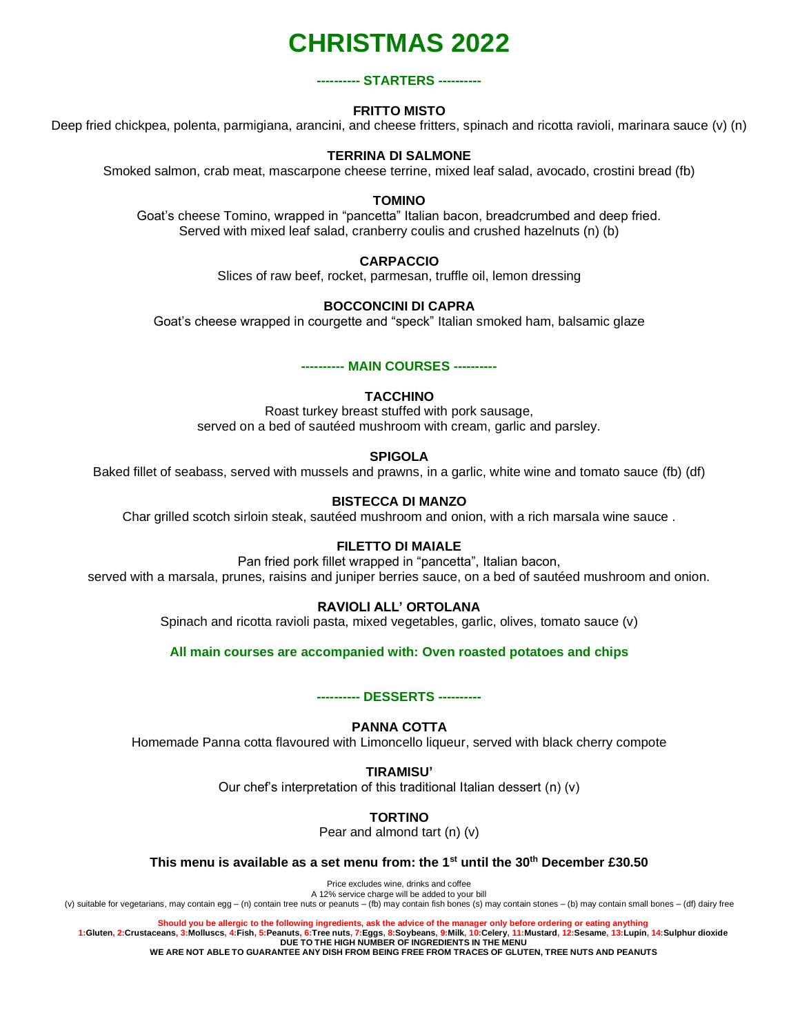# CHRISTMAS 2022

## ---------- STARTERS ----------

**FRITTO MISTO**

Deep fried chickpea, polenta, parmigiana, arancini, and cheese fritters, spinach and ricotta ravioli, marinara sauce (v) (n)

**TERRINA DI SALMONE**

Smoked salmon, crab meat, mascarpone cheese terrine, mixed leaf salad, avocado, crostini bread (fb)

**TOMINO**

Goat's cheese Tomino, wrapped in "pancetta" Italian bacon, breadcrumbed and deep fried.
Served with mixed leaf salad, cranberry coulis and crushed hazelnuts (n) (b)

**CARPACCIO**

Slices of raw beef, rocket, parmesan, truffle oil, lemon dressing

**BOCCONCINI DI CAPRA**

Goat's cheese wrapped in courgette and "speck" Italian smoked ham, balsamic glaze

## ---------- MAIN COURSES ----------

**TACCHINO**

Roast turkey breast stuffed with pork sausage,
served on a bed of sautéed mushroom with cream, garlic and parsley.

**SPIGOLA**

Baked fillet of seabass, served with mussels and prawns, in a garlic, white wine and tomato sauce (fb) (df)

**BISTECCA DI MANZO**

Char grilled scotch sirloin steak, sautéed mushroom and onion, with a rich marsala wine sauce .

**FILETTO DI MAIALE**

Pan fried pork fillet wrapped in "pancetta", Italian bacon,
served with a marsala, prunes, raisins and juniper berries sauce, on a bed of sautéed mushroom and onion.

**RAVIOLI ALL' ORTOLANA**

Spinach and ricotta ravioli pasta, mixed vegetables, garlic, olives, tomato sauce (v)

**All main courses are accompanied with: Oven roasted potatoes and chips**

## ---------- DESSERTS ----------

**PANNA COTTA**

Homemade Panna cotta flavoured with Limoncello liqueur, served with black cherry compote

**TIRAMISU'**

Our chef's interpretation of this traditional Italian dessert (n) (v)

**TORTINO**

Pear and almond tart (n) (v)

**This menu is available as a set menu from: the 1st until the 30th December £30.50**

Price excludes wine, drinks and coffee
A 12% service charge will be added to your bill
(v) suitable for vegetarians, may contain egg – (n) contain tree nuts or peanuts – (fb) may contain fish bones (s) may contain stones – (b) may contain small bones – (df) dairy free

**Should you be allergic to the following ingredients, ask the advice of the manager only before ordering or eating anything**
**1:Gluten, 2:Crustaceans, 3:Molluscs, 4:Fish, 5:Peanuts, 6:Tree nuts, 7:Eggs, 8:Soybeans, 9:Milk, 10:Celery, 11:Mustard, 12:Sesame, 13:Lupin, 14:Sulphur dioxide**
**DUE TO THE HIGH NUMBER OF INGREDIENTS IN THE MENU**
**WE ARE NOT ABLE TO GUARANTEE ANY DISH FROM BEING FREE FROM TRACES OF GLUTEN, TREE NUTS AND PEANUTS**